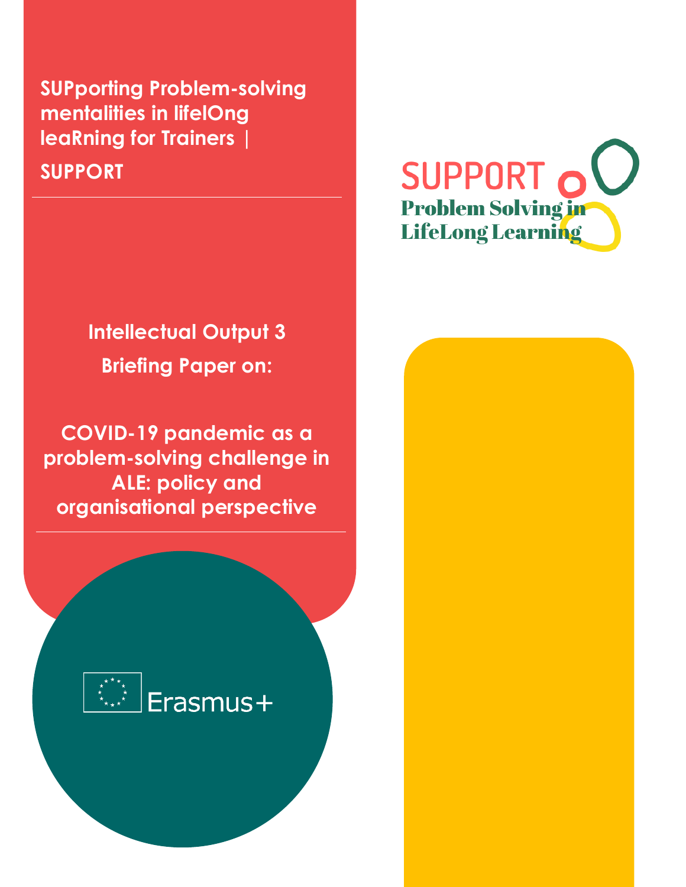**SUPporting Problem-solving mentalities in lifelOng leaRning for Trainers |**

**SUPPORT**

SUPPORT

Problem Solving in LifeLong Learning

## Intellectual Output 3

## Briefing Paper on:

# COVID-19 pandemic as a problem-solving challenge in ALE: policy and organisational perspective

Erasmus+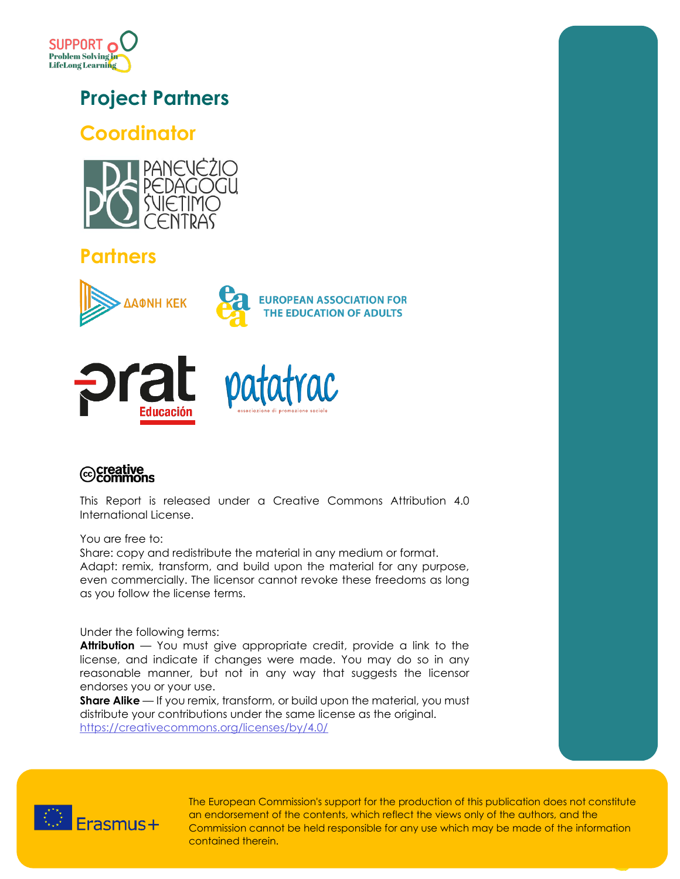# Project Partners

## Coordinator

PANEVĖŽIO PEDAGOGŲ ŠVIETIMO CENTRAS

## Partners

ΔΑΦΝΗ ΚΕΚ

EUROPEAN ASSOCIATION FOR THE EDUCATION OF ADULTS

prat Educación

patatrac associazione di promozione sociale

creative commons

This Report is released under a Creative Commons Attribution 4.0 International License.

You are free to:
Share: copy and redistribute the material in any medium or format.
Adapt: remix, transform, and build upon the material for any purpose, even commercially. The licensor cannot revoke these freedoms as long as you follow the license terms.

Under the following terms:
**Attribution** — You must give appropriate credit, provide a link to the license, and indicate if changes were made. You may do so in any reasonable manner, but not in any way that suggests the licensor endorses you or your use.
**Share Alike** — If you remix, transform, or build upon the material, you must distribute your contributions under the same license as the original.
https://creativecommons.org/licenses/by/4.0/

Erasmus+

The European Commission's support for the production of this publication does not constitute an endorsement of the contents, which reflect the views only of the authors, and the Commission cannot be held responsible for any use which may be made of the information contained therein.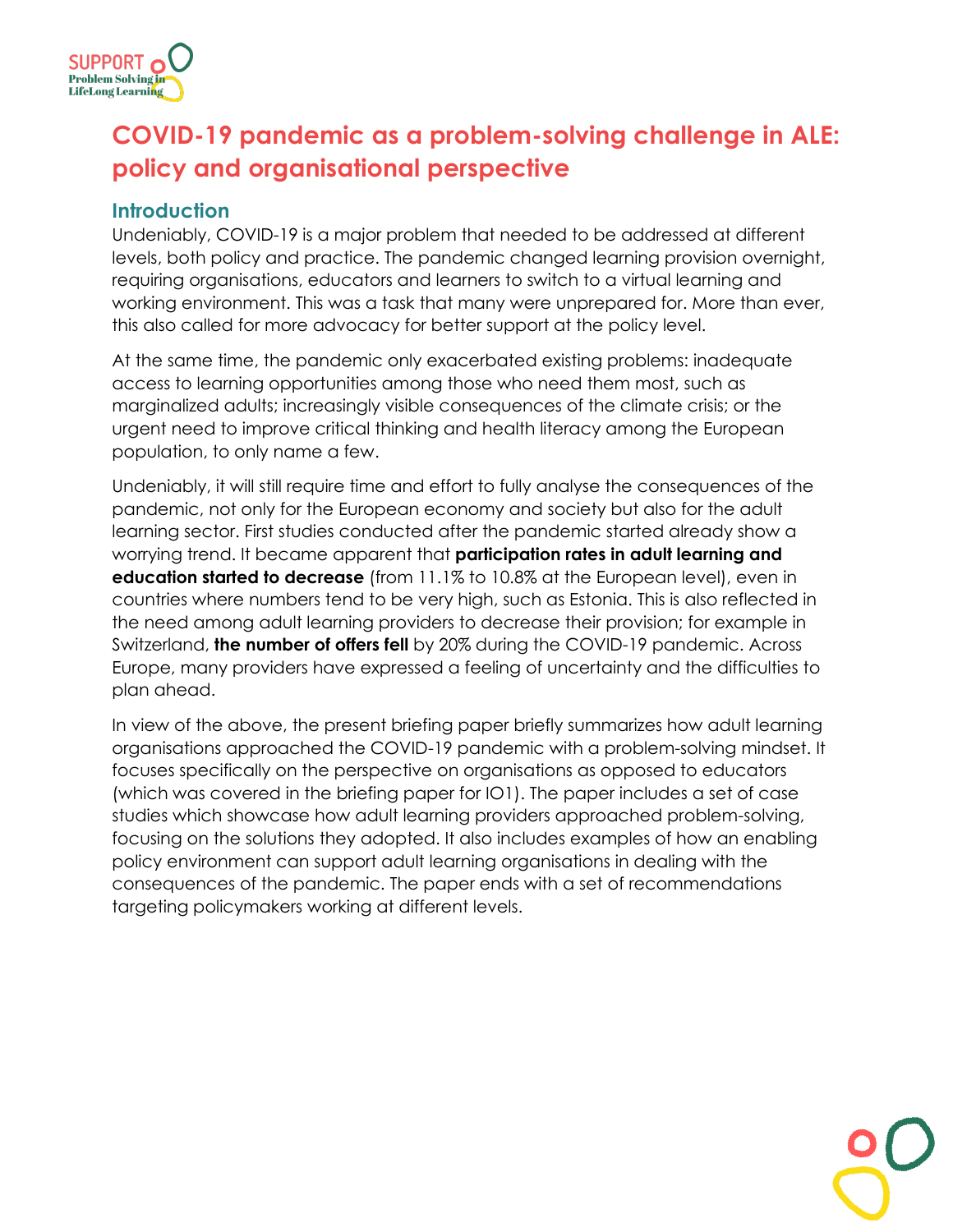# COVID-19 pandemic as a problem-solving challenge in ALE: policy and organisational perspective

## Introduction

Undeniably, COVID-19 is a major problem that needed to be addressed at different levels, both policy and practice. The pandemic changed learning provision overnight, requiring organisations, educators and learners to switch to a virtual learning and working environment. This was a task that many were unprepared for. More than ever, this also called for more advocacy for better support at the policy level.

At the same time, the pandemic only exacerbated existing problems: inadequate access to learning opportunities among those who need them most, such as marginalized adults; increasingly visible consequences of the climate crisis; or the urgent need to improve critical thinking and health literacy among the European population, to only name a few.

Undeniably, it will still require time and effort to fully analyse the consequences of the pandemic, not only for the European economy and society but also for the adult learning sector. First studies conducted after the pandemic started already show a worrying trend. It became apparent that **participation rates in adult learning and education started to decrease** (from 11.1% to 10.8% at the European level), even in countries where numbers tend to be very high, such as Estonia. This is also reflected in the need among adult learning providers to decrease their provision; for example in Switzerland, **the number of offers fell** by 20% during the COVID-19 pandemic. Across Europe, many providers have expressed a feeling of uncertainty and the difficulties to plan ahead.

In view of the above, the present briefing paper briefly summarizes how adult learning organisations approached the COVID-19 pandemic with a problem-solving mindset. It focuses specifically on the perspective on organisations as opposed to educators (which was covered in the briefing paper for IO1). The paper includes a set of case studies which showcase how adult learning providers approached problem-solving, focusing on the solutions they adopted. It also includes examples of how an enabling policy environment can support adult learning organisations in dealing with the consequences of the pandemic. The paper ends with a set of recommendations targeting policymakers working at different levels.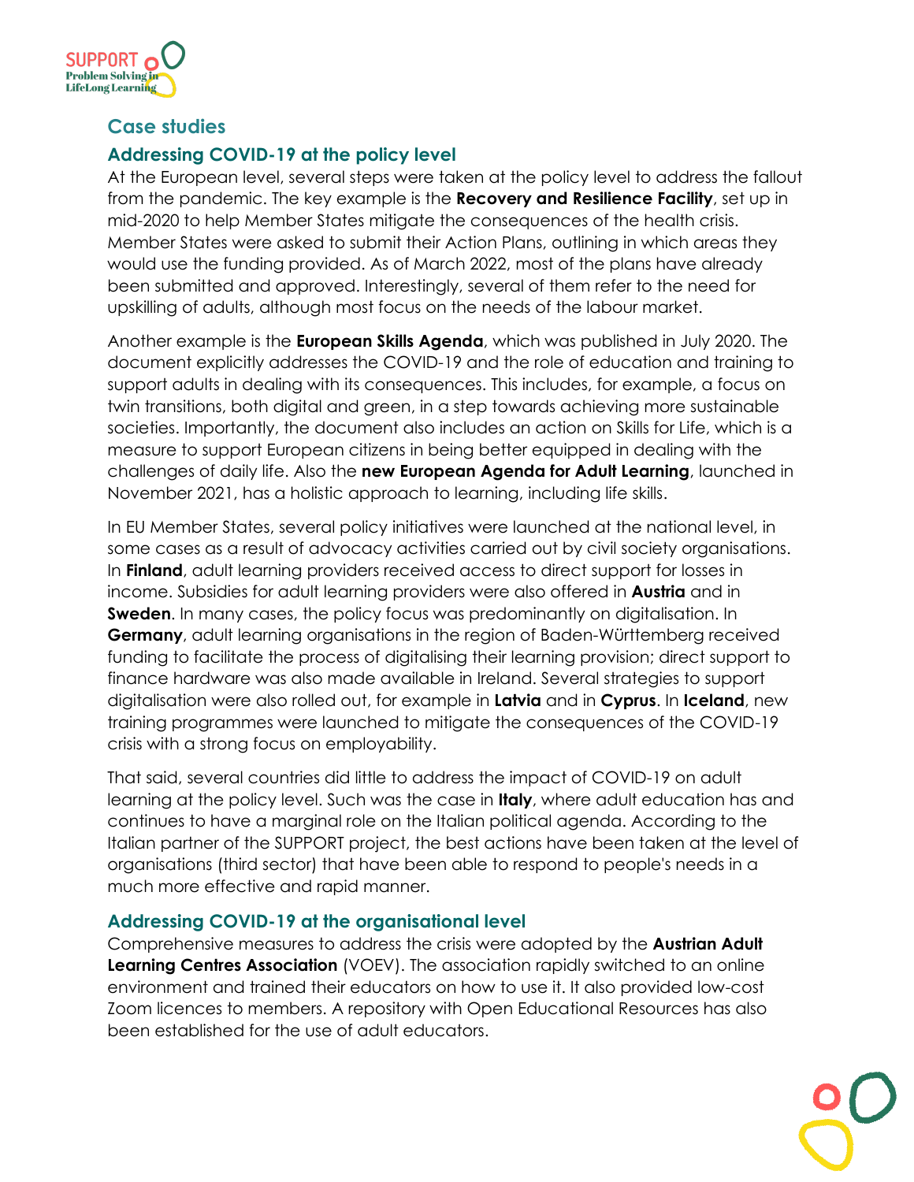## Case studies

### Addressing COVID-19 at the policy level

At the European level, several steps were taken at the policy level to address the fallout from the pandemic. The key example is the **Recovery and Resilience Facility**, set up in mid-2020 to help Member States mitigate the consequences of the health crisis. Member States were asked to submit their Action Plans, outlining in which areas they would use the funding provided. As of March 2022, most of the plans have already been submitted and approved. Interestingly, several of them refer to the need for upskilling of adults, although most focus on the needs of the labour market.

Another example is the **European Skills Agenda**, which was published in July 2020. The document explicitly addresses the COVID-19 and the role of education and training to support adults in dealing with its consequences. This includes, for example, a focus on twin transitions, both digital and green, in a step towards achieving more sustainable societies. Importantly, the document also includes an action on Skills for Life, which is a measure to support European citizens in being better equipped in dealing with the challenges of daily life. Also the **new European Agenda for Adult Learning**, launched in November 2021, has a holistic approach to learning, including life skills.

In EU Member States, several policy initiatives were launched at the national level, in some cases as a result of advocacy activities carried out by civil society organisations. In **Finland**, adult learning providers received access to direct support for losses in income. Subsidies for adult learning providers were also offered in **Austria** and in **Sweden**. In many cases, the policy focus was predominantly on digitalisation. In **Germany**, adult learning organisations in the region of Baden-Württemberg received funding to facilitate the process of digitalising their learning provision; direct support to finance hardware was also made available in Ireland. Several strategies to support digitalisation were also rolled out, for example in **Latvia** and in **Cyprus**. In **Iceland**, new training programmes were launched to mitigate the consequences of the COVID-19 crisis with a strong focus on employability.

That said, several countries did little to address the impact of COVID-19 on adult learning at the policy level. Such was the case in **Italy**, where adult education has and continues to have a marginal role on the Italian political agenda. According to the Italian partner of the SUPPORT project, the best actions have been taken at the level of organisations (third sector) that have been able to respond to people's needs in a much more effective and rapid manner.

### Addressing COVID-19 at the organisational level

Comprehensive measures to address the crisis were adopted by the **Austrian Adult Learning Centres Association** (VOEV). The association rapidly switched to an online environment and trained their educators on how to use it. It also provided low-cost Zoom licences to members. A repository with Open Educational Resources has also been established for the use of adult educators.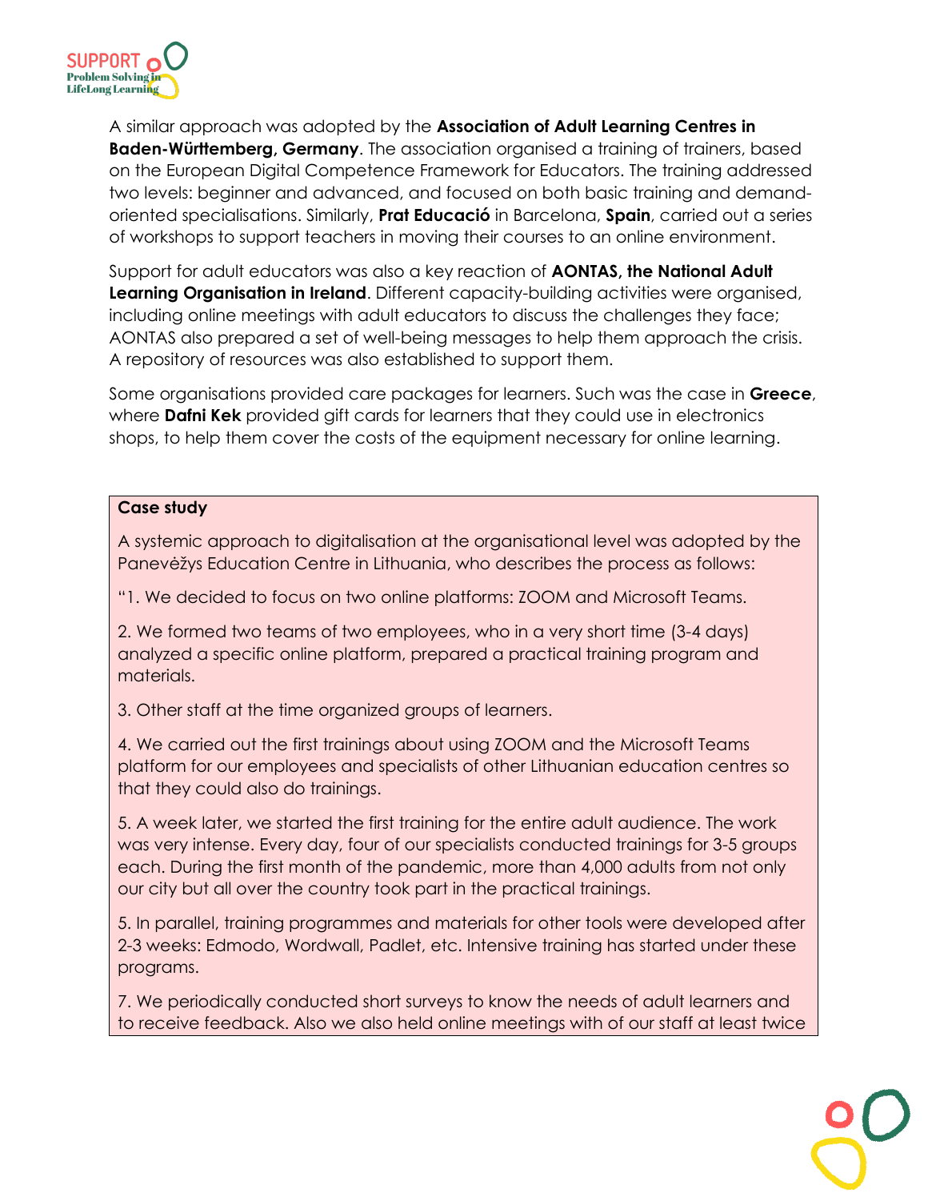A similar approach was adopted by the **Association of Adult Learning Centres in Baden-Württemberg, Germany**. The association organised a training of trainers, based on the European Digital Competence Framework for Educators. The training addressed two levels: beginner and advanced, and focused on both basic training and demand-oriented specialisations. Similarly, **Prat Educació** in Barcelona, **Spain**, carried out a series of workshops to support teachers in moving their courses to an online environment.

Support for adult educators was also a key reaction of **AONTAS, the National Adult Learning Organisation in Ireland**. Different capacity-building activities were organised, including online meetings with adult educators to discuss the challenges they face; AONTAS also prepared a set of well-being messages to help them approach the crisis. A repository of resources was also established to support them.

Some organisations provided care packages for learners. Such was the case in **Greece**, where **Dafni Kek** provided gift cards for learners that they could use in electronics shops, to help them cover the costs of the equipment necessary for online learning.

**Case study**

A systemic approach to digitalisation at the organisational level was adopted by the Panevėžys Education Centre in Lithuania, who describes the process as follows:

"1. We decided to focus on two online platforms: ZOOM and Microsoft Teams.

2. We formed two teams of two employees, who in a very short time (3-4 days) analyzed a specific online platform, prepared a practical training program and materials.

3. Other staff at the time organized groups of learners.

4. We carried out the first trainings about using ZOOM and the Microsoft Teams platform for our employees and specialists of other Lithuanian education centres so that they could also do trainings.

5. A week later, we started the first training for the entire adult audience. The work was very intense. Every day, four of our specialists conducted trainings for 3-5 groups each. During the first month of the pandemic, more than 4,000 adults from not only our city but all over the country took part in the practical trainings.

5. In parallel, training programmes and materials for other tools were developed after 2-3 weeks: Edmodo, Wordwall, Padlet, etc. Intensive training has started under these programs.

7. We periodically conducted short surveys to know the needs of adult learners and to receive feedback. Also we also held online meetings with of our staff at least twice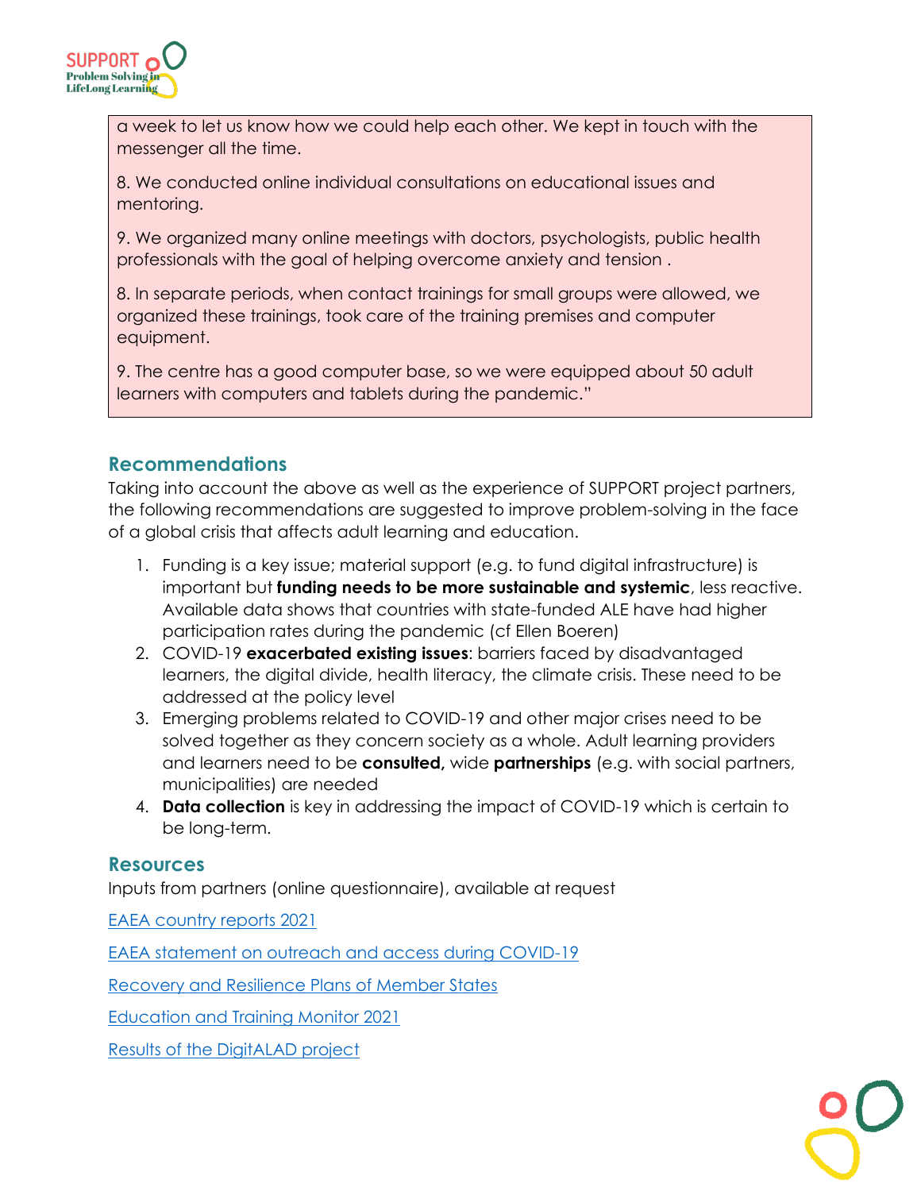a week to let us know how we could help each other. We kept in touch with the messenger all the time.

8. We conducted online individual consultations on educational issues and mentoring.

9. We organized many online meetings with doctors, psychologists, public health professionals with the goal of helping overcome anxiety and tension .

8. In separate periods, when contact trainings for small groups were allowed, we organized these trainings, took care of the training premises and computer equipment.

9. The centre has a good computer base, so we were equipped about 50 adult learners with computers and tablets during the pandemic."

## Recommendations

Taking into account the above as well as the experience of SUPPORT project partners, the following recommendations are suggested to improve problem-solving in the face of a global crisis that affects adult learning and education.

1. Funding is a key issue; material support (e.g. to fund digital infrastructure) is important but **funding needs to be more sustainable and systemic**, less reactive. Available data shows that countries with state-funded ALE have had higher participation rates during the pandemic (cf Ellen Boeren)
2. COVID-19 **exacerbated existing issues**: barriers faced by disadvantaged learners, the digital divide, health literacy, the climate crisis. These need to be addressed at the policy level
3. Emerging problems related to COVID-19 and other major crises need to be solved together as they concern society as a whole. Adult learning providers and learners need to be **consulted,** wide **partnerships** (e.g. with social partners, municipalities) are needed
4. **Data collection** is key in addressing the impact of COVID-19 which is certain to be long-term.

## Resources

Inputs from partners (online questionnaire), available at request

EAEA country reports 2021

EAEA statement on outreach and access during COVID-19

Recovery and Resilience Plans of Member States

Education and Training Monitor 2021

Results of the DigitALAD project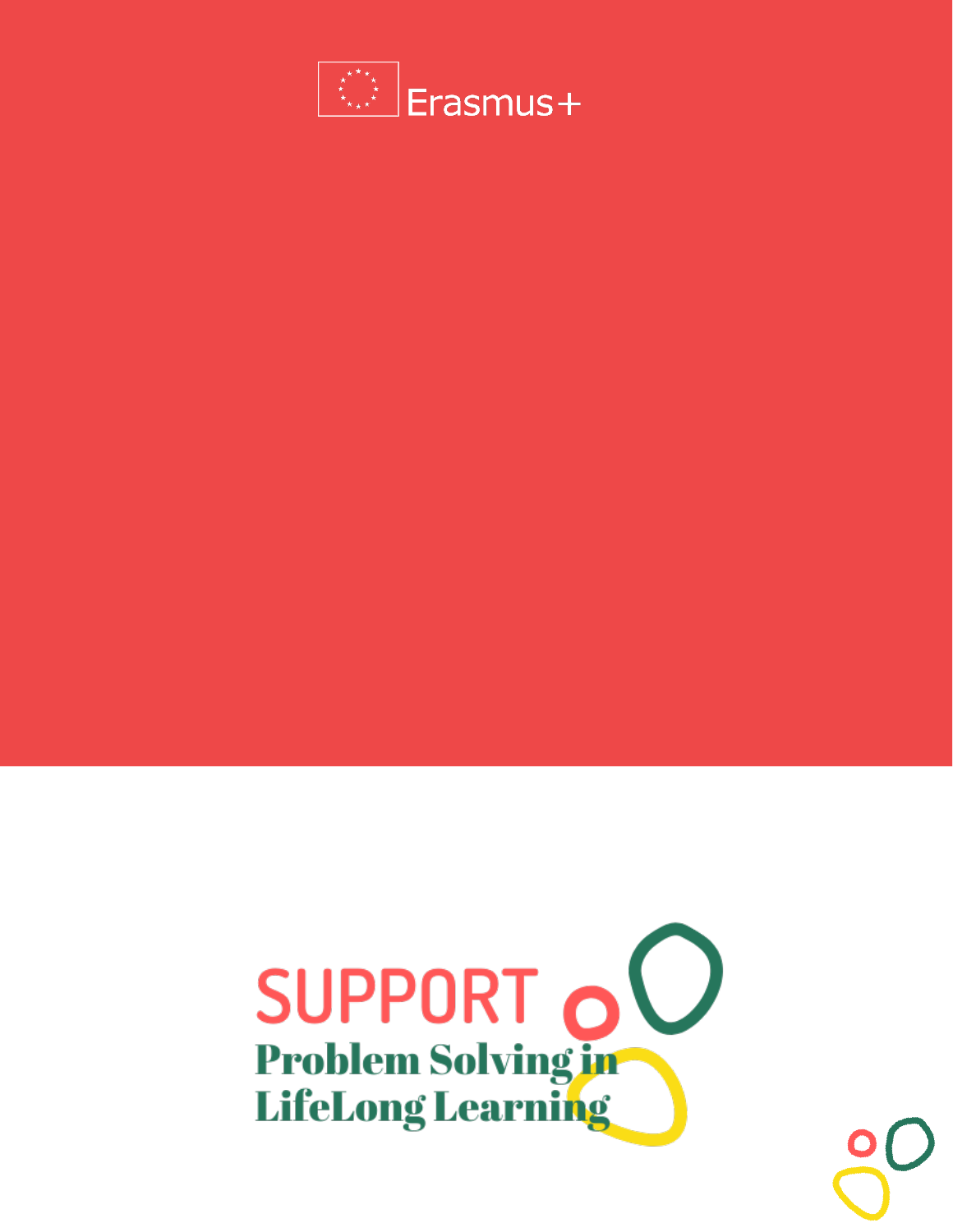Erasmus+

SUPPORT

Problem Solving in LifeLong Learning